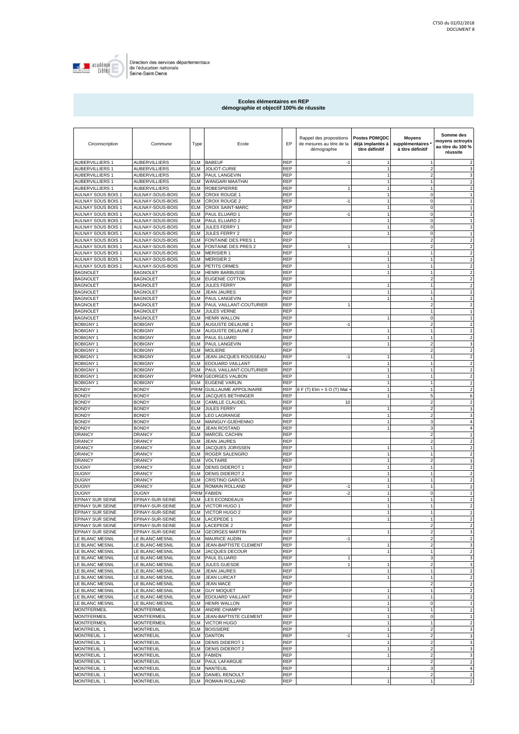CTSD du 02/02/2018
DOCUMENT 8

Direction des services départementaux
de l'éducation nationale
Seine-Saint-Denis

**Ecoles élémentaires en REP**
**démographie et objectif 100% de réussite**

| Circonscription | Commune | Type | Ecole | EP | Rappel des propositions de mesures au titre de la démographie | Postes PDMQDC déjà implantés à titre définitif | Moyens supplémentaires * à titre définitif | Somme des moyens octroyés au titre du 100 % réussite |
|---|---|---|---|---|---|---|---|---|
| AUBERVILLIERS 1 | AUBERVILLIERS | ELM | BABEUF | REP | -1 | 1 | 1 | 2 |
| AUBERVILLIERS 1 | AUBERVILLIERS | ELM | JOLIOT-CURIE | REP | | 1 | 2 | 3 |
| AUBERVILLIERS 1 | AUBERVILLIERS | ELM | PAUL LANGEVIN | REP | | 1 | 2 | 3 |
| AUBERVILLIERS 1 | AUBERVILLIERS | ELM | WANGARI MAATHAI | REP | | 1 | 1 | 2 |
| AUBERVILLIERS 1 | AUBERVILLIERS | ELM | ROBESPIERRE | REP | 1 | 1 | 1 | 2 |
| AULNAY SOUS BOIS 1 | AULNAY-SOUS-BOIS | ELM | CROIX ROUGE 1 | REP | | 1 | 0 | 1 |
| AULNAY SOUS BOIS 1 | AULNAY-SOUS-BOIS | ELM | CROIX ROUGE 2 | REP | -1 | 1 | 0 | 1 |
| AULNAY SOUS BOIS 1 | AULNAY-SOUS-BOIS | ELM | CROIX SAINT-MARC | REP | | 1 | 0 | 1 |
| AULNAY SOUS BOIS 1 | AULNAY-SOUS-BOIS | ELM | PAUL ELUARD 1 | REP | -1 | 1 | 0 | 1 |
| AULNAY SOUS BOIS 1 | AULNAY-SOUS-BOIS | ELM | PAUL ELUARD 2 | REP | | 1 | 0 | 1 |
| AULNAY SOUS BOIS 1 | AULNAY-SOUS-BOIS | ELM | JULES FERRY 1 | REP | | 1 | 0 | 1 |
| AULNAY SOUS BOIS 1 | AULNAY-SOUS-BOIS | ELM | JULES FERRY 2 | REP | | 1 | 0 | 1 |
| AULNAY SOUS BOIS 1 | AULNAY-SOUS-BOIS | ELM | FONTAINE DES PRES 1 | REP | | | 2 | 2 |
| AULNAY SOUS BOIS 1 | AULNAY-SOUS-BOIS | ELM | FONTAINE DES PRES 2 | REP | 1 | | 2 | 2 |
| AULNAY SOUS BOIS 1 | AULNAY-SOUS-BOIS | ELM | MERISIER 1 | REP | | 1 | 1 | 2 |
| AULNAY SOUS BOIS 1 | AULNAY-SOUS-BOIS | ELM | MERISIER 2 | REP | | 1 | 1 | 2 |
| AULNAY SOUS BOIS 1 | AULNAY-SOUS-BOIS | ELM | PETITS ORMES | REP | | 1 | 1 | 2 |
| BAGNOLET | BAGNOLET | ELM | HENRI BARBUSSE | REP | | 1 | 1 | 2 |
| BAGNOLET | BAGNOLET | ELM | EUGENIE COTTON | REP | | | 2 | 2 |
| BAGNOLET | BAGNOLET | ELM | JULES FERRY | REP | | 1 | 1 | 2 |
| BAGNOLET | BAGNOLET | ELM | JEAN JAURES | REP | | 1 | 1 | 2 |
| BAGNOLET | BAGNOLET | ELM | PAUL LANGEVIN | REP | | 1 | 1 | 2 |
| BAGNOLET | BAGNOLET | ELM | PAUL VAILLANT-COUTURIER | REP | 1 | | 2 | 2 |
| BAGNOLET | BAGNOLET | ELM | JULES VERNE | REP | | | 1 | 1 |
| BAGNOLET | BAGNOLET | ELM | HENRI WALLON | REP | | 1 | 0 | 1 |
| BOBIGNY 1 | BOBIGNY | ELM | AUGUSTE DELAUNE 1 | REP | -1 | | 2 | 2 |
| BOBIGNY 1 | BOBIGNY | ELM | AUGUSTE DELAUNE 2 | REP | | 1 | 1 | 2 |
| BOBIGNY 1 | BOBIGNY | ELM | PAUL ELUARD | REP | | 1 | 1 | 2 |
| BOBIGNY 1 | BOBIGNY | ELM | PAUL LANGEVIN | REP | | 1 | 2 | 3 |
| BOBIGNY 1 | BOBIGNY | ELM | MOLIERE | REP | | | 2 | 2 |
| BOBIGNY 1 | BOBIGNY | ELM | JEAN-JACQUES ROUSSEAU | REP | -1 | 1 | 1 | 2 |
| BOBIGNY 1 | BOBIGNY | ELM | EDOUARD VAILLANT | REP | | 1 | 1 | 2 |
| BOBIGNY 1 | BOBIGNY | ELM | PAUL VAILLANT-COUTURIER | REP | | 1 | 1 | 2 |
| BOBIGNY 1 | BOBIGNY | PRIM | GEORGES VALBON | REP | | 1 | 1 | 2 |
| BOBIGNY 1 | BOBIGNY | ELM | EUGENE VARLIN | REP | | 1 | 1 | 2 |
| BONDY | BONDY | PRIM | GUILLAUME APPOLINAIRE | REP | 6 F (T) Elm + 5 O (T) Mat + | 1 | 1 | 2 |
| BONDY | BONDY | ELM | JACQUES BETHINGER | REP | | 1 | 5 | 6 |
| BONDY | BONDY | ELM | CAMILLE CLAUDEL | REP | 10 | | 2 | 2 |
| BONDY | BONDY | ELM | JULES FERRY | REP | | 1 | 2 | 3 |
| BONDY | BONDY | ELM | LEO LAGRANGE | REP | | 1 | 2 | 3 |
| BONDY | BONDY | ELM | MAINGUY-GUEHENNO | REP | | 1 | 3 | 4 |
| BONDY | BONDY | ELM | JEAN ROSTAND | REP | | 1 | 3 | 4 |
| DRANCY | DRANCY | ELM | MARCEL CACHIN | REP | | | 2 | 2 |
| DRANCY | DRANCY | ELM | JEAN JAURES | REP | | | 2 | 2 |
| DRANCY | DRANCY | ELM | JACQUES JORISSEN | REP | | 1 | 1 | 2 |
| DRANCY | DRANCY | ELM | ROGER SALENGRO | REP | | 1 | 1 | 2 |
| DRANCY | DRANCY | ELM | VOLTAIRE | REP | | 1 | 2 | 3 |
| DUGNY | DRANCY | ELM | DENIS DIDEROT 1 | REP | | 1 | 1 | 2 |
| DUGNY | DRANCY | ELM | DENIS DIDEROT 2 | REP | | 1 | 1 | 2 |
| DUGNY | DRANCY | ELM | CRISTINO GARCIA | REP | | 1 | 1 | 2 |
| DUGNY | DRANCY | ELM | ROMAIN ROLLAND | REP | -1 | 1 | 1 | 2 |
| DUGNY | DUGNY | PRIM | FABIEN | REP | -2 | 1 | 0 | 1 |
| EPINAY SUR SEINE | EPINAY-SUR-SEINE | ELM | LES ECONDEAUX | REP | | 1 | 1 | 2 |
| EPINAY SUR SEINE | EPINAY-SUR-SEINE | ELM | VICTOR HUGO 1 | REP | | 1 | 1 | 2 |
| EPINAY SUR SEINE | EPINAY-SUR-SEINE | ELM | VICTOR HUGO 2 | REP | | 1 | 1 | 2 |
| EPINAY SUR SEINE | EPINAY-SUR-SEINE | ELM | LACEPEDE 1 | REP | | 1 | 1 | 2 |
| EPINAY SUR SEINE | EPINAY-SUR-SEINE | ELM | LACEPEDE 2 | REP | | | 2 | 2 |
| EPINAY SUR SEINE | EPINAY-SUR-SEINE | ELM | GEORGES MARTIN | REP | | 1 | 2 | 3 |
| LE BLANC MESNIL | LE BLANC-MESNIL | ELM | MAURICE AUDIN | REP | -1 | | 2 | 2 |
| LE BLANC MESNIL | LE BLANC-MESNIL | ELM | JEAN-BAPTISTE CLEMENT | REP | | 1 | 2 | 3 |
| LE BLANC MESNIL | LE BLANC-MESNIL | ELM | JACQUES DECOUR | REP | | 1 | 1 | 2 |
| LE BLANC MESNIL | LE BLANC-MESNIL | ELM | PAUL ELUARD | REP | 1 | | 3 | 3 |
| LE BLANC MESNIL | LE BLANC-MESNIL | ELM | JULES GUESDE | REP | 1 | 1 | 2 | 3 |
| LE BLANC MESNIL | LE BLANC-MESNIL | ELM | JEAN JAURES | REP | | 1 | 1 | 2 |
| LE BLANC MESNIL | LE BLANC-MESNIL | ELM | JEAN LURCAT | REP | | 1 | 1 | 2 |
| LE BLANC MESNIL | LE BLANC-MESNIL | ELM | JEAN MACE | REP | | | 2 | 2 |
| LE BLANC MESNIL | LE BLANC-MESNIL | ELM | GUY MOQUET | REP | | 1 | 1 | 2 |
| LE BLANC MESNIL | LE BLANC-MESNIL | ELM | EDOUARD VAILLANT | REP | | 1 | 1 | 2 |
| LE BLANC MESNIL | LE BLANC-MESNIL | ELM | HENRI WALLON | REP | | 1 | 0 | 1 |
| MONTFERMEIL | MONTFERMEIL | ELM | ANDRE CHAMPY | REP | | 1 | 1 | 2 |
| MONTFERMEIL | MONTFERMEIL | ELM | JEAN-BAPTISTE CLEMENT | REP | | 1 | 0 | 1 |
| MONTFERMEIL | MONTFERMEIL | ELM | VICTOR HUGO | REP | | 1 | 1 | 2 |
| MONTREUIL 1 | MONTREUIL | ELM | BOISSIERE | REP | | 1 | 2 | 3 |
| MONTREUIL 1 | MONTREUIL | ELM | DANTON | REP | -1 | 1 | 2 | 3 |
| MONTREUIL 1 | MONTREUIL | ELM | DENIS DIDEROT 1 | REP | | 1 | 2 | 3 |
| MONTREUIL 1 | MONTREUIL | ELM | DENIS DIDEROT 2 | REP | | 1 | 2 | 3 |
| MONTREUIL 1 | MONTREUIL | ELM | FABIEN | REP | | 1 | 2 | 3 |
| MONTREUIL 1 | MONTREUIL | ELM | PAUL LAFARGUE | REP | | | 2 | 2 |
| MONTREUIL 1 | MONTREUIL | ELM | NANTEUIL | REP | | 1 | 3 | 4 |
| MONTREUIL 1 | MONTREUIL | ELM | DANIEL RENOULT | REP | | | 2 | 2 |
| MONTREUIL 1 | MONTREUIL | ELM | ROMAIN ROLLAND | REP | | 1 | 1 | 2 |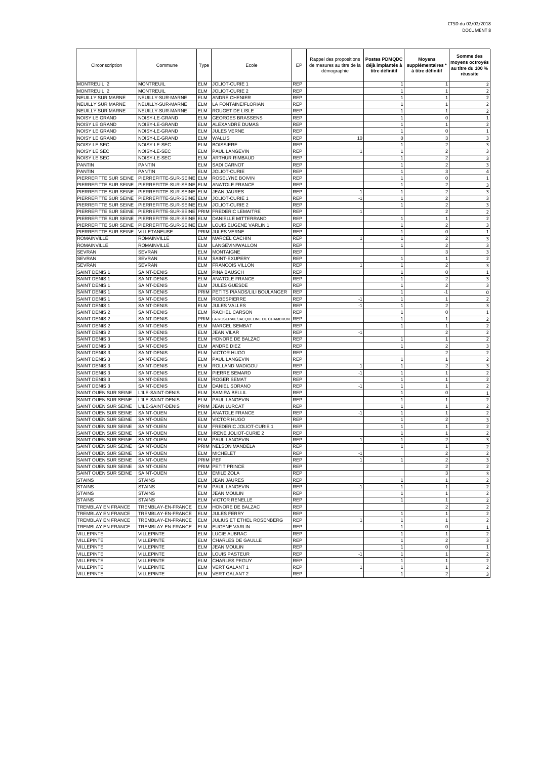| Circonscription | Commune | Type | Ecole | EP | Rappel des propositions de mesures au titre de la démographie | Postes PDMQDC déjà implantés à titre définitif | Moyens supplémentaires * à titre définitif | Somme des moyens octroyés au titre du 100 % réussite |
|---|---|---|---|---|---|---|---|---|
| MONTREUIL 2 | MONTREUIL | ELM | JOLIOT-CURIE 1 | REP | | 1 | 1 | 2 |
| MONTREUIL 2 | MONTREUIL | ELM | JOLIOT-CURIE 2 | REP | | 1 | 1 | 2 |
| NEUILLY SUR MARNE | NEUILLY-SUR-MARNE | ELM | ANDRE CHENIER | REP | | 1 | 1 | 2 |
| NEUILLY SUR MARNE | NEUILLY-SUR-MARNE | ELM | LA FONTAINE/FLORIAN | REP | | 1 | 1 | 2 |
| NEUILLY SUR MARNE | NEUILLY-SUR-MARNE | ELM | ROUGET DE LISLE | REP | | 1 | 1 | 2 |
| NOISY LE GRAND | NOISY-LE-GRAND | ELM | GEORGES BRASSENS | REP | | 1 | 0 | 1 |
| NOISY LE GRAND | NOISY-LE-GRAND | ELM | ALEXANDRE DUMAS | REP | | 1 | 1 | 2 |
| NOISY LE GRAND | NOISY-LE-GRAND | ELM | JULES VERNE | REP | | 1 | 0 | 1 |
| NOISY LE GRAND | NOISY-LE-GRAND | ELM | WALLIS | REP | 10 | 0 | 3 | 3 |
| NOISY LE SEC | NOISY-LE-SEC | ELM | BOISSIERE | REP | | 1 | 2 | 3 |
| NOISY LE SEC | NOISY-LE-SEC | ELM | PAUL LANGEVIN | REP | 1 | 1 | 2 | 3 |
| NOISY LE SEC | NOISY-LE-SEC | ELM | ARTHUR RIMBAUD | REP | | 1 | 2 | 3 |
| PANTIN | PANTIN | ELM | SADI CARNOT | REP | | 1 | 2 | 3 |
| PANTIN | PANTIN | ELM | JOLIOT-CURIE | REP | | 1 | 3 | 4 |
| PIERREFITTE SUR SEINE | PIERREFITTE-SUR-SEINE | ELM | ROSELYNE BOIVIN | REP | | 1 | 0 | 1 |
| PIERREFITTE SUR SEINE | PIERREFITTE-SUR-SEINE | ELM | ANATOLE FRANCE | REP | | 1 | 2 | 3 |
| PIERREFITTE SUR SEINE | PIERREFITTE-SUR-SEINE | ELM | JEAN JAURES | REP | 1 | 1 | 2 | 3 |
| PIERREFITTE SUR SEINE | PIERREFITTE-SUR-SEINE | ELM | JOLIOT-CURIE 1 | REP | -1 | 1 | 2 | 3 |
| PIERREFITTE SUR SEINE | PIERREFITTE-SUR-SEINE | ELM | JOLIOT-CURIE 2 | REP | | 1 | 2 | 3 |
| PIERREFITTE SUR SEINE | PIERREFITTE-SUR-SEINE | PRIM | FREDERIC LEMAITRE | REP | 1 | | 2 | 2 |
| PIERREFITTE SUR SEINE | PIERREFITTE-SUR-SEINE | ELM | DANIELLE MITTERRAND | REP | | 1 | 1 | 2 |
| PIERREFITTE SUR SEINE | PIERREFITTE-SUR-SEINE | ELM | LOUIS EUGENE VARLIN 1 | REP | | 1 | 2 | 3 |
| PIERREFITTE SUR SEINE | VILLETANEUSE | PRIM | JULES VERNE | REP | | 1 | 0 | 1 |
| ROMAINVILLE | ROMAINVILLE | ELM | MARCEL CACHIN | REP | 1 | 1 | 2 | 3 |
| ROMAINVILLE | ROMAINVILLE | ELM | LANGEVIN/WALLON | REP | | 1 | 2 | 3 |
| SEVRAN | SEVRAN | ELM | MONTAIGNE | REP | | | 3 | 3 |
| SEVRAN | SEVRAN | ELM | SAINT-EXUPERY | REP | | 1 | 1 | 2 |
| SEVRAN | SEVRAN | ELM | FRANCOIS VILLON | REP | 1 | 1 | 2 | 3 |
| SAINT DENIS 1 | SAINT-DENIS | ELM | PINA BAUSCH | REP | | 1 | 0 | 1 |
| SAINT DENIS 1 | SAINT-DENIS | ELM | ANATOLE FRANCE | REP | | 1 | 2 | 3 |
| SAINT DENIS 1 | SAINT-DENIS | ELM | JULES GUESDE | REP | | 1 | 2 | 3 |
| SAINT DENIS 1 | SAINT-DENIS | PRIM | PETITS PIANOS/LILI BOULANGER | REP | | 1 | -1 | 0 |
| SAINT DENIS 1 | SAINT-DENIS | ELM | ROBESPIERRE | REP | -1 | 1 | 1 | 2 |
| SAINT DENIS 1 | SAINT-DENIS | ELM | JULES VALLES | REP | -1 | 1 | 2 | 3 |
| SAINT DENIS 2 | SAINT-DENIS | ELM | RACHEL CARSON | REP | | 1 | 0 | 1 |
| SAINT DENIS 2 | SAINT-DENIS | PRIM | LA ROSERAIE/JACQUELINE DE CHAMBRUN | REP | | 1 | 1 | 2 |
| SAINT DENIS 2 | SAINT-DENIS | ELM | MARCEL SEMBAT | REP | | 1 | 1 | 2 |
| SAINT DENIS 2 | SAINT-DENIS | ELM | JEAN VILAR | REP | -1 | | 2 | 2 |
| SAINT DENIS 3 | SAINT-DENIS | ELM | HONORE DE BALZAC | REP | | 1 | 1 | 2 |
| SAINT DENIS 3 | SAINT-DENIS | ELM | ANDRE DIEZ | REP | | 1 | 2 | 3 |
| SAINT DENIS 3 | SAINT-DENIS | ELM | VICTOR HUGO | REP | | | 2 | 2 |
| SAINT DENIS 3 | SAINT-DENIS | ELM | PAUL LANGEVIN | REP | | 1 | 1 | 2 |
| SAINT DENIS 3 | SAINT-DENIS | ELM | ROLLAND MADIGOU | REP | 1 | 1 | 2 | 3 |
| SAINT DENIS 3 | SAINT-DENIS | ELM | PIERRE SEMARD | REP | -1 | 1 | 1 | 2 |
| SAINT DENIS 3 | SAINT-DENIS | ELM | ROGER SEMAT | REP | | 1 | 1 | 2 |
| SAINT DENIS 3 | SAINT-DENIS | ELM | DANIEL SORANO | REP | -1 | 1 | 1 | 2 |
| SAINT OUEN SUR SEINE | L'ILE-SAINT-DENIS | ELM | SAMIRA BELLIL | REP | | 1 | 0 | 1 |
| SAINT OUEN SUR SEINE | L'ILE-SAINT-DENIS | ELM | PAUL LANGEVIN | REP | | 1 | 1 | 2 |
| SAINT OUEN SUR SEINE | L'ILE-SAINT-DENIS | PRIM | JEAN LURCAT | REP | | 1 | 1 | 2 |
| SAINT OUEN SUR SEINE | SAINT-OUEN | ELM | ANATOLE FRANCE | REP | -1 | 1 | 1 | 2 |
| SAINT OUEN SUR SEINE | SAINT-OUEN | ELM | VICTOR HUGO | REP | | 1 | 2 | 3 |
| SAINT OUEN SUR SEINE | SAINT-OUEN | ELM | FREDERIC JOLIOT-CURIE 1 | REP | | 1 | 1 | 2 |
| SAINT OUEN SUR SEINE | SAINT-OUEN | ELM | IRENE JOLIOT-CURIE 2 | REP | | 1 | 1 | 2 |
| SAINT OUEN SUR SEINE | SAINT-OUEN | ELM | PAUL LANGEVIN | REP | 1 | 1 | 2 | 3 |
| SAINT OUEN SUR SEINE | SAINT-OUEN | PRIM | NELSON MANDELA | REP | | 1 | 1 | 2 |
| SAINT OUEN SUR SEINE | SAINT-OUEN | ELM | MICHELET | REP | -1 | | 2 | 2 |
| SAINT OUEN SUR SEINE | SAINT-OUEN | PRIM | PEF | REP | 1 | 1 | 2 | 3 |
| SAINT OUEN SUR SEINE | SAINT-OUEN | PRIM | PETIT PRINCE | REP | | | 2 | 2 |
| SAINT OUEN SUR SEINE | SAINT-OUEN | ELM | EMILE ZOLA | REP | | | 3 | 3 |
| STAINS | STAINS | ELM | JEAN JAURES | REP | | 1 | 1 | 2 |
| STAINS | STAINS | ELM | PAUL LANGEVIN | REP | -1 | 1 | 1 | 2 |
| STAINS | STAINS | ELM | JEAN MOULIN | REP | | 1 | 1 | 2 |
| STAINS | STAINS | ELM | VICTOR RENELLE | REP | | 1 | 1 | 2 |
| TREMBLAY EN FRANCE | TREMBLAY-EN-FRANCE | ELM | HONORE DE BALZAC | REP | | | 2 | 2 |
| TREMBLAY EN FRANCE | TREMBLAY-EN-FRANCE | ELM | JULES FERRY | REP | | 1 | 1 | 2 |
| TREMBLAY EN FRANCE | TREMBLAY-EN-FRANCE | ELM | JULIUS ET ETHEL ROSENBERG | REP | 1 | 1 | 1 | 2 |
| TREMBLAY EN FRANCE | TREMBLAY-EN-FRANCE | ELM | EUGENE VARLIN | REP | | 1 | 0 | 1 |
| VILLEPINTE | VILLEPINTE | ELM | LUCIE AUBRAC | REP | | 1 | 1 | 2 |
| VILLEPINTE | VILLEPINTE | ELM | CHARLES DE GAULLE | REP | | 1 | 2 | 3 |
| VILLEPINTE | VILLEPINTE | ELM | JEAN MOULIN | REP | | 1 | 0 | 1 |
| VILLEPINTE | VILLEPINTE | ELM | LOUIS PASTEUR | REP | -1 | 1 | 1 | 2 |
| VILLEPINTE | VILLEPINTE | ELM | CHARLES PEGUY | REP | | 1 | 1 | 2 |
| VILLEPINTE | VILLEPINTE | ELM | VERT GALANT 1 | REP | 1 | 1 | 1 | 2 |
| VILLEPINTE | VILLEPINTE | ELM | VERT GALANT 2 | REP | | 1 | 2 | 3 |